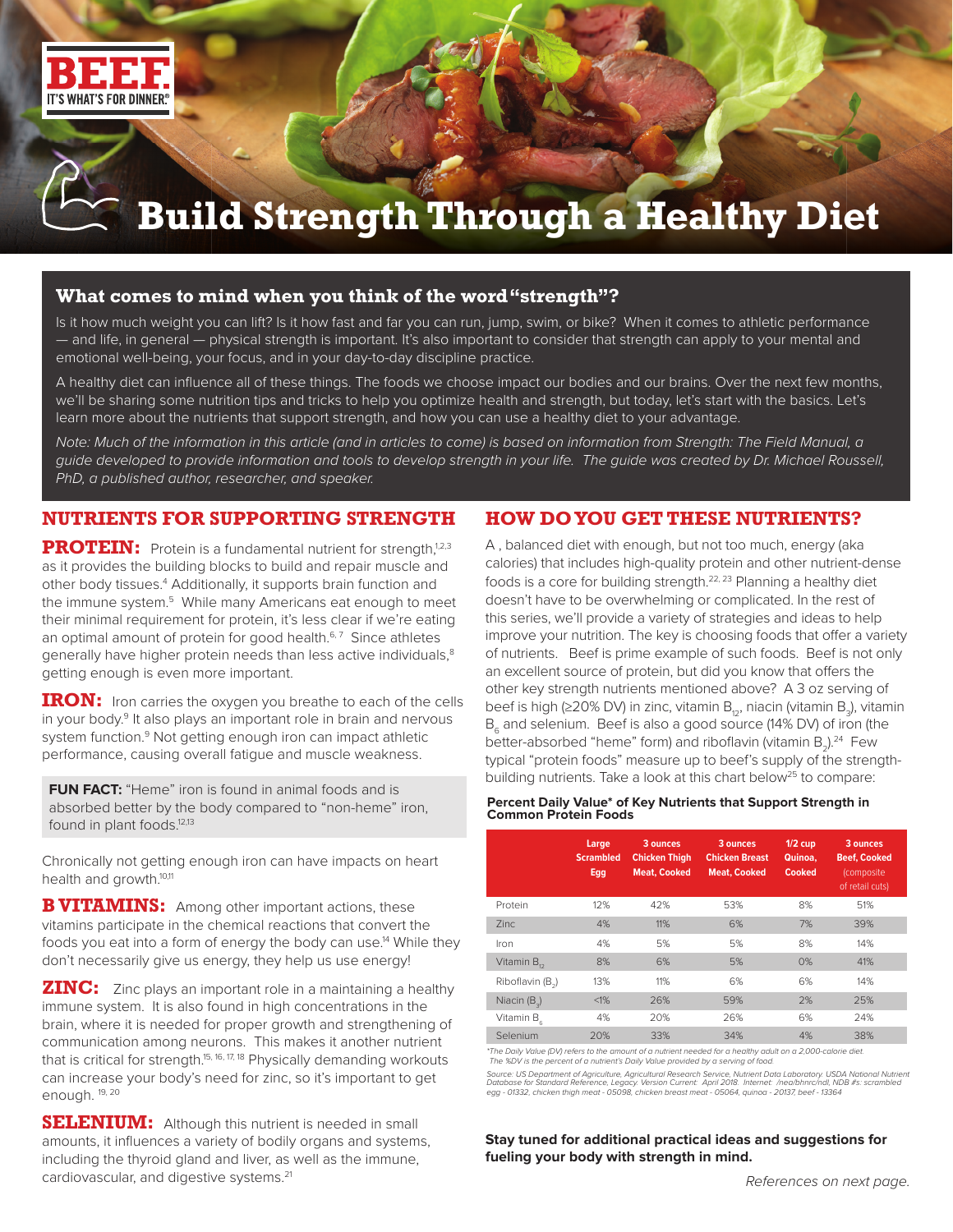BEEF. IT'S WHAT'S FOR DINNER®

# Build Strength Through a Healthy Diet

## What comes to mind when you think of the word "strength"?

Is it how much weight you can lift? Is it how fast and far you can run, jump, swim, or bike? When it comes to athletic performance — and life, in general — physical strength is important. It's also important to consider that strength can apply to your mental and emotional well-being, your focus, and in your day-to-day discipline practice.

A healthy diet can influence all of these things. The foods we choose impact our bodies and our brains. Over the next few months, we'll be sharing some nutrition tips and tricks to help you optimize health and strength, but today, let's start with the basics. Let's learn more about the nutrients that support strength, and how you can use a healthy diet to your advantage.

*Note: Much of the information in this article (and in articles to come) is based on information from Strength: The Field Manual, a guide developed to provide information and tools to develop strength in your life. The guide was created by Dr. Michael Roussell, PhD, a published author, researcher, and speaker.*

## NUTRIENTS FOR SUPPORTING STRENGTH

**PROTEIN:** Protein is a fundamental nutrient for strength,[1,2,3] as it provides the building blocks to build and repair muscle and other body tissues.[4] Additionally, it supports brain function and the immune system.[5] While many Americans eat enough to meet their minimal requirement for protein, it's less clear if we're eating an optimal amount of protein for good health.[6,7] Since athletes generally have higher protein needs than less active individuals,[8] getting enough is even more important.

**IRON:** Iron carries the oxygen you breathe to each of the cells in your body.[9] It also plays an important role in brain and nervous system function.[9] Not getting enough iron can impact athletic performance, causing overall fatigue and muscle weakness.

> **FUN FACT:** "Heme" iron is found in animal foods and is absorbed better by the body compared to "non-heme" iron, found in plant foods.[12,13]

Chronically not getting enough iron can have impacts on heart health and growth.[10,11]

**B VITAMINS:** Among other important actions, these vitamins participate in the chemical reactions that convert the foods you eat into a form of energy the body can use.[14] While they don't necessarily give us energy, they help us use energy!

**ZINC:** Zinc plays an important role in a maintaining a healthy immune system. It is also found in high concentrations in the brain, where it is needed for proper growth and strengthening of communication among neurons. This makes it another nutrient that is critical for strength.[15, 16, 17, 18] Physically demanding workouts can increase your body's need for zinc, so it's important to get enough. [19, 20]

**SELENIUM:** Although this nutrient is needed in small amounts, it influences a variety of bodily organs and systems, including the thyroid gland and liver, as well as the immune, cardiovascular, and digestive systems.[21]

## HOW DO YOU GET THESE NUTRIENTS?

A , balanced diet with enough, but not too much, energy (aka calories) that includes high-quality protein and other nutrient-dense foods is a core for building strength.[22, 23] Planning a healthy diet doesn't have to be overwhelming or complicated. In the rest of this series, we'll provide a variety of strategies and ideas to help improve your nutrition. The key is choosing foods that offer a variety of nutrients. Beef is prime example of such foods. Beef is not only an excellent source of protein, but did you know that offers the other key strength nutrients mentioned above? A 3 oz serving of beef is high (≥20% DV) in zinc, vitamin $B_{12}$, niacin (vitamin $B_3$), vitamin $B_6$ and selenium. Beef is also a good source (14% DV) of iron (the better-absorbed "heme" form) and riboflavin (vitamin $B_2$).[24] Few typical "protein foods" measure up to beef's supply of the strength-building nutrients. Take a look at this chart below[25] to compare:

**Percent Daily Value\* of Key Nutrients that Support Strength in Common Protein Foods**

| | Large Scrambled Egg | 3 ounces Chicken Thigh Meat, Cooked | 3 ounces Chicken Breast Meat, Cooked | 1/2 cup Quinoa, Cooked | 3 ounces Beef, Cooked (composite of retail cuts) |
|---|---|---|---|---|---|
| Protein | 12% | 42% | 53% | 8% | 51% |
| Zinc | 4% | 11% | 6% | 7% | 39% |
| Iron | 4% | 5% | 5% | 8% | 14% |
| Vitamin $B_{12}$ | 8% | 6% | 5% | 0% | 41% |
| Riboflavin ($B_2$) | 13% | 11% | 6% | 6% | 14% |
| Niacin ($B_3$) | <1% | 26% | 59% | 2% | 25% |
| Vitamin $B_6$ | 4% | 20% | 26% | 6% | 24% |
| Selenium | 20% | 33% | 34% | 4% | 38% |

*\*The Daily Value (DV) refers to the amount of a nutrient needed for a healthy adult on a 2,000-calorie diet. The %DV is the percent of a nutrient's Daily Value provided by a serving of food.*

*Source: US Department of Agriculture, Agricultural Research Service, Nutrient Data Laboratory. USDA National Nutrient Database for Standard Reference, Legacy. Version Current: April 2018. Internet: /nea/bhnrc/ndl, NDB #s: scrambled egg - 01332, chicken thigh meat - 05098, chicken breast meat - 05064, quinoa - 20137, beef - 13364*

**Stay tuned for additional practical ideas and suggestions for fueling your body with strength in mind.**

*References on next page.*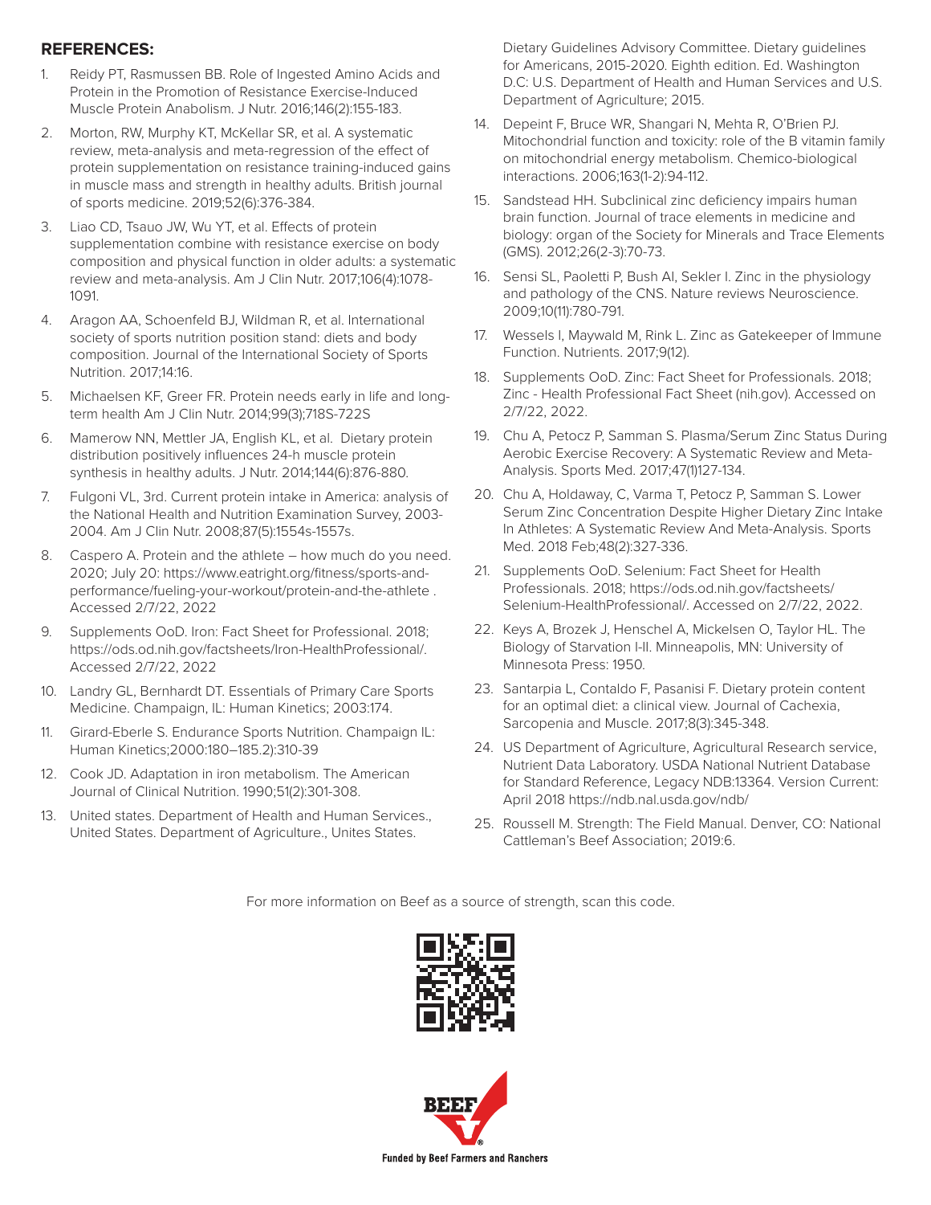## REFERENCES:

1. Reidy PT, Rasmussen BB. Role of Ingested Amino Acids and Protein in the Promotion of Resistance Exercise-Induced Muscle Protein Anabolism. J Nutr. 2016;146(2):155-183.
2. Morton, RW, Murphy KT, McKellar SR, et al. A systematic review, meta-analysis and meta-regression of the effect of protein supplementation on resistance training-induced gains in muscle mass and strength in healthy adults. British journal of sports medicine. 2019;52(6):376-384.
3. Liao CD, Tsauo JW, Wu YT, et al. Effects of protein supplementation combine with resistance exercise on body composition and physical function in older adults: a systematic review and meta-analysis. Am J Clin Nutr. 2017;106(4):1078-1091.
4. Aragon AA, Schoenfeld BJ, Wildman R, et al. International society of sports nutrition position stand: diets and body composition. Journal of the International Society of Sports Nutrition. 2017;14:16.
5. Michaelsen KF, Greer FR. Protein needs early in life and long-term health Am J Clin Nutr. 2014;99(3);718S-722S
6. Mamerow NN, Mettler JA, English KL, et al. Dietary protein distribution positively influences 24-h muscle protein synthesis in healthy adults. J Nutr. 2014;144(6):876-880.
7. Fulgoni VL, 3rd. Current protein intake in America: analysis of the National Health and Nutrition Examination Survey, 2003-2004. Am J Clin Nutr. 2008;87(5):1554s-1557s.
8. Caspero A. Protein and the athlete – how much do you need. 2020; July 20: https://www.eatright.org/fitness/sports-and-performance/fueling-your-workout/protein-and-the-athlete . Accessed 2/7/22, 2022
9. Supplements OoD. Iron: Fact Sheet for Professional. 2018; https://ods.od.nih.gov/factsheets/Iron-HealthProfessional/. Accessed 2/7/22, 2022
10. Landry GL, Bernhardt DT. Essentials of Primary Care Sports Medicine. Champaign, IL: Human Kinetics; 2003:174.
11. Girard-Eberle S. Endurance Sports Nutrition. Champaign IL: Human Kinetics;2000:180–185.2):310-39
12. Cook JD. Adaptation in iron metabolism. The American Journal of Clinical Nutrition. 1990;51(2):301-308.
13. United states. Department of Health and Human Services., United States. Department of Agriculture., Unites States. Dietary Guidelines Advisory Committee. Dietary guidelines for Americans, 2015-2020. Eighth edition. Ed. Washington D.C: U.S. Department of Health and Human Services and U.S. Department of Agriculture; 2015.
14. Depeint F, Bruce WR, Shangari N, Mehta R, O'Brien PJ. Mitochondrial function and toxicity: role of the B vitamin family on mitochondrial energy metabolism. Chemico-biological interactions. 2006;163(1-2):94-112.
15. Sandstead HH. Subclinical zinc deficiency impairs human brain function. Journal of trace elements in medicine and biology: organ of the Society for Minerals and Trace Elements (GMS). 2012;26(2-3):70-73.
16. Sensi SL, Paoletti P, Bush AI, Sekler I. Zinc in the physiology and pathology of the CNS. Nature reviews Neuroscience. 2009;10(11):780-791.
17. Wessels I, Maywald M, Rink L. Zinc as Gatekeeper of Immune Function. Nutrients. 2017;9(12).
18. Supplements OoD. Zinc: Fact Sheet for Professionals. 2018; Zinc - Health Professional Fact Sheet (nih.gov). Accessed on 2/7/22, 2022.
19. Chu A, Petocz P, Samman S. Plasma/Serum Zinc Status During Aerobic Exercise Recovery: A Systematic Review and Meta-Analysis. Sports Med. 2017;47(1)127-134.
20. Chu A, Holdaway, C, Varma T, Petocz P, Samman S. Lower Serum Zinc Concentration Despite Higher Dietary Zinc Intake In Athletes: A Systematic Review And Meta-Analysis. Sports Med. 2018 Feb;48(2):327-336.
21. Supplements OoD. Selenium: Fact Sheet for Health Professionals. 2018; https://ods.od.nih.gov/factsheets/Selenium-HealthProfessional/. Accessed on 2/7/22, 2022.
22. Keys A, Brozek J, Henschel A, Mickelsen O, Taylor HL. The Biology of Starvation I-II. Minneapolis, MN: University of Minnesota Press: 1950.
23. Santarpia L, Contaldo F, Pasanisi F. Dietary protein content for an optimal diet: a clinical view. Journal of Cachexia, Sarcopenia and Muscle. 2017;8(3):345-348.
24. US Department of Agriculture, Agricultural Research service, Nutrient Data Laboratory. USDA National Nutrient Database for Standard Reference, Legacy NDB:13364. Version Current: April 2018 https://ndb.nal.usda.gov/ndb/
25. Roussell M. Strength: The Field Manual. Denver, CO: National Cattleman's Beef Association; 2019:6.

For more information on Beef as a source of strength, scan this code.

BEEF

Funded by Beef Farmers and Ranchers